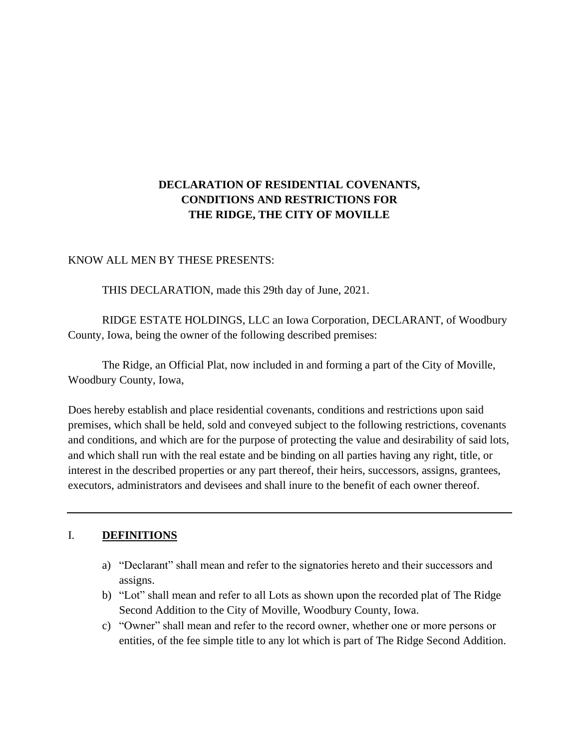# DECLARATION OF RESIDENTIAL COVENANTS, CONDITIONS AND RESTRICTIONS FOR THE RIDGE, THE CITY OF MOVILLE

KNOW ALL MEN BY THESE PRESENTS:

THIS DECLARATION, made this 29th day of June, 2021.

RIDGE ESTATE HOLDINGS, LLC an Iowa Corporation, DECLARANT, of Woodbury County, Iowa, being the owner of the following described premises:

The Ridge, an Official Plat, now included in and forming a part of the City of Moville, Woodbury County, Iowa,

Does hereby establish and place residential covenants, conditions and restrictions upon said premises, which shall be held, sold and conveyed subject to the following restrictions, covenants and conditions, and which are for the purpose of protecting the value and desirability of said lots, and which shall run with the real estate and be binding on all parties having any right, title, or interest in the described properties or any part thereof, their heirs, successors, assigns, grantees, executors, administrators and devisees and shall inure to the benefit of each owner thereof.

---

## I. DEFINITIONS

a) "Declarant" shall mean and refer to the signatories hereto and their successors and assigns.
b) "Lot" shall mean and refer to all Lots as shown upon the recorded plat of The Ridge Second Addition to the City of Moville, Woodbury County, Iowa.
c) "Owner" shall mean and refer to the record owner, whether one or more persons or entities, of the fee simple title to any lot which is part of The Ridge Second Addition.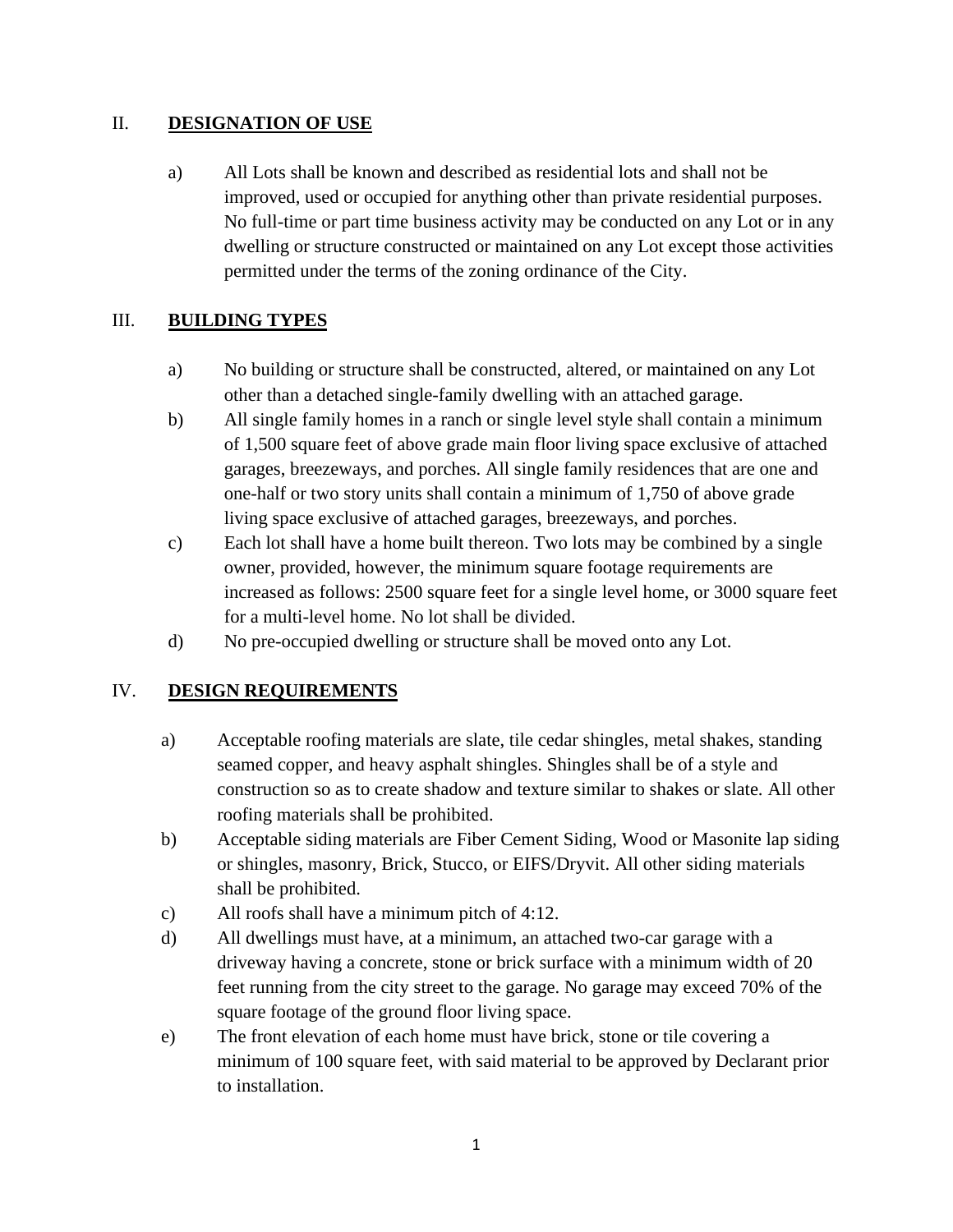## II. **DESIGNATION OF USE**

a) All Lots shall be known and described as residential lots and shall not be improved, used or occupied for anything other than private residential purposes. No full-time or part time business activity may be conducted on any Lot or in any dwelling or structure constructed or maintained on any Lot except those activities permitted under the terms of the zoning ordinance of the City.

## III. **BUILDING TYPES**

a) No building or structure shall be constructed, altered, or maintained on any Lot other than a detached single-family dwelling with an attached garage.

b) All single family homes in a ranch or single level style shall contain a minimum of 1,500 square feet of above grade main floor living space exclusive of attached garages, breezeways, and porches. All single family residences that are one and one-half or two story units shall contain a minimum of 1,750 of above grade living space exclusive of attached garages, breezeways, and porches.

c) Each lot shall have a home built thereon. Two lots may be combined by a single owner, provided, however, the minimum square footage requirements are increased as follows: 2500 square feet for a single level home, or 3000 square feet for a multi-level home. No lot shall be divided.

d) No pre-occupied dwelling or structure shall be moved onto any Lot.

## IV. **DESIGN REQUIREMENTS**

a) Acceptable roofing materials are slate, tile cedar shingles, metal shakes, standing seamed copper, and heavy asphalt shingles. Shingles shall be of a style and construction so as to create shadow and texture similar to shakes or slate. All other roofing materials shall be prohibited.

b) Acceptable siding materials are Fiber Cement Siding, Wood or Masonite lap siding or shingles, masonry, Brick, Stucco, or EIFS/Dryvit. All other siding materials shall be prohibited.

c) All roofs shall have a minimum pitch of 4:12.

d) All dwellings must have, at a minimum, an attached two-car garage with a driveway having a concrete, stone or brick surface with a minimum width of 20 feet running from the city street to the garage. No garage may exceed 70% of the square footage of the ground floor living space.

e) The front elevation of each home must have brick, stone or tile covering a minimum of 100 square feet, with said material to be approved by Declarant prior to installation.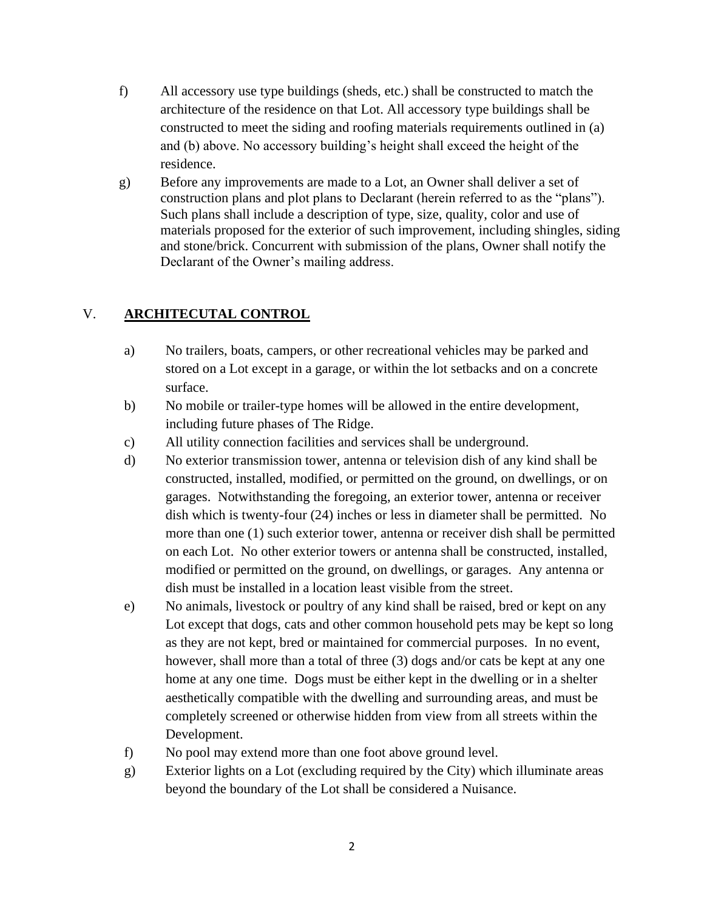f) All accessory use type buildings (sheds, etc.) shall be constructed to match the architecture of the residence on that Lot. All accessory type buildings shall be constructed to meet the siding and roofing materials requirements outlined in (a) and (b) above. No accessory building's height shall exceed the height of the residence.

g) Before any improvements are made to a Lot, an Owner shall deliver a set of construction plans and plot plans to Declarant (herein referred to as the "plans"). Such plans shall include a description of type, size, quality, color and use of materials proposed for the exterior of such improvement, including shingles, siding and stone/brick. Concurrent with submission of the plans, Owner shall notify the Declarant of the Owner's mailing address.

## V. **ARCHITECUTAL CONTROL**

a) No trailers, boats, campers, or other recreational vehicles may be parked and stored on a Lot except in a garage, or within the lot setbacks and on a concrete surface.

b) No mobile or trailer-type homes will be allowed in the entire development, including future phases of The Ridge.

c) All utility connection facilities and services shall be underground.

d) No exterior transmission tower, antenna or television dish of any kind shall be constructed, installed, modified, or permitted on the ground, on dwellings, or on garages. Notwithstanding the foregoing, an exterior tower, antenna or receiver dish which is twenty-four (24) inches or less in diameter shall be permitted. No more than one (1) such exterior tower, antenna or receiver dish shall be permitted on each Lot. No other exterior towers or antenna shall be constructed, installed, modified or permitted on the ground, on dwellings, or garages. Any antenna or dish must be installed in a location least visible from the street.

e) No animals, livestock or poultry of any kind shall be raised, bred or kept on any Lot except that dogs, cats and other common household pets may be kept so long as they are not kept, bred or maintained for commercial purposes. In no event, however, shall more than a total of three (3) dogs and/or cats be kept at any one home at any one time. Dogs must be either kept in the dwelling or in a shelter aesthetically compatible with the dwelling and surrounding areas, and must be completely screened or otherwise hidden from view from all streets within the Development.

f) No pool may extend more than one foot above ground level.

g) Exterior lights on a Lot (excluding required by the City) which illuminate areas beyond the boundary of the Lot shall be considered a Nuisance.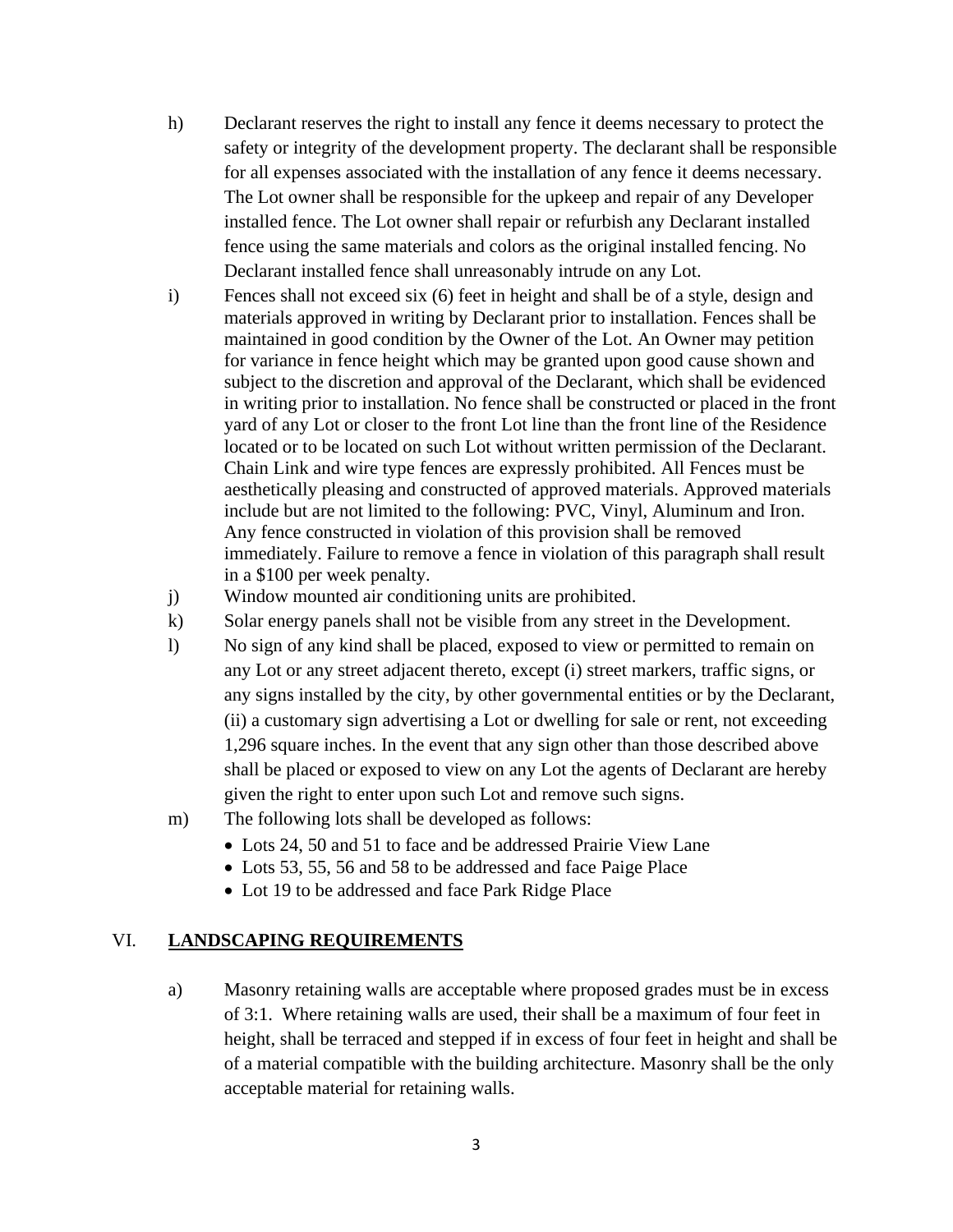h) Declarant reserves the right to install any fence it deems necessary to protect the safety or integrity of the development property. The declarant shall be responsible for all expenses associated with the installation of any fence it deems necessary. The Lot owner shall be responsible for the upkeep and repair of any Developer installed fence. The Lot owner shall repair or refurbish any Declarant installed fence using the same materials and colors as the original installed fencing. No Declarant installed fence shall unreasonably intrude on any Lot.

i) Fences shall not exceed six (6) feet in height and shall be of a style, design and materials approved in writing by Declarant prior to installation. Fences shall be maintained in good condition by the Owner of the Lot. An Owner may petition for variance in fence height which may be granted upon good cause shown and subject to the discretion and approval of the Declarant, which shall be evidenced in writing prior to installation. No fence shall be constructed or placed in the front yard of any Lot or closer to the front Lot line than the front line of the Residence located or to be located on such Lot without written permission of the Declarant. Chain Link and wire type fences are expressly prohibited. All Fences must be aesthetically pleasing and constructed of approved materials. Approved materials include but are not limited to the following: PVC, Vinyl, Aluminum and Iron. Any fence constructed in violation of this provision shall be removed immediately. Failure to remove a fence in violation of this paragraph shall result in a $100 per week penalty.

j) Window mounted air conditioning units are prohibited.

k) Solar energy panels shall not be visible from any street in the Development.

l) No sign of any kind shall be placed, exposed to view or permitted to remain on any Lot or any street adjacent thereto, except (i) street markers, traffic signs, or any signs installed by the city, by other governmental entities or by the Declarant, (ii) a customary sign advertising a Lot or dwelling for sale or rent, not exceeding 1,296 square inches. In the event that any sign other than those described above shall be placed or exposed to view on any Lot the agents of Declarant are hereby given the right to enter upon such Lot and remove such signs.

m) The following lots shall be developed as follows:

- Lots 24, 50 and 51 to face and be addressed Prairie View Lane
- Lots 53, 55, 56 and 58 to be addressed and face Paige Place
- Lot 19 to be addressed and face Park Ridge Place

## VI. **LANDSCAPING REQUIREMENTS**

a) Masonry retaining walls are acceptable where proposed grades must be in excess of 3:1. Where retaining walls are used, their shall be a maximum of four feet in height, shall be terraced and stepped if in excess of four feet in height and shall be of a material compatible with the building architecture. Masonry shall be the only acceptable material for retaining walls.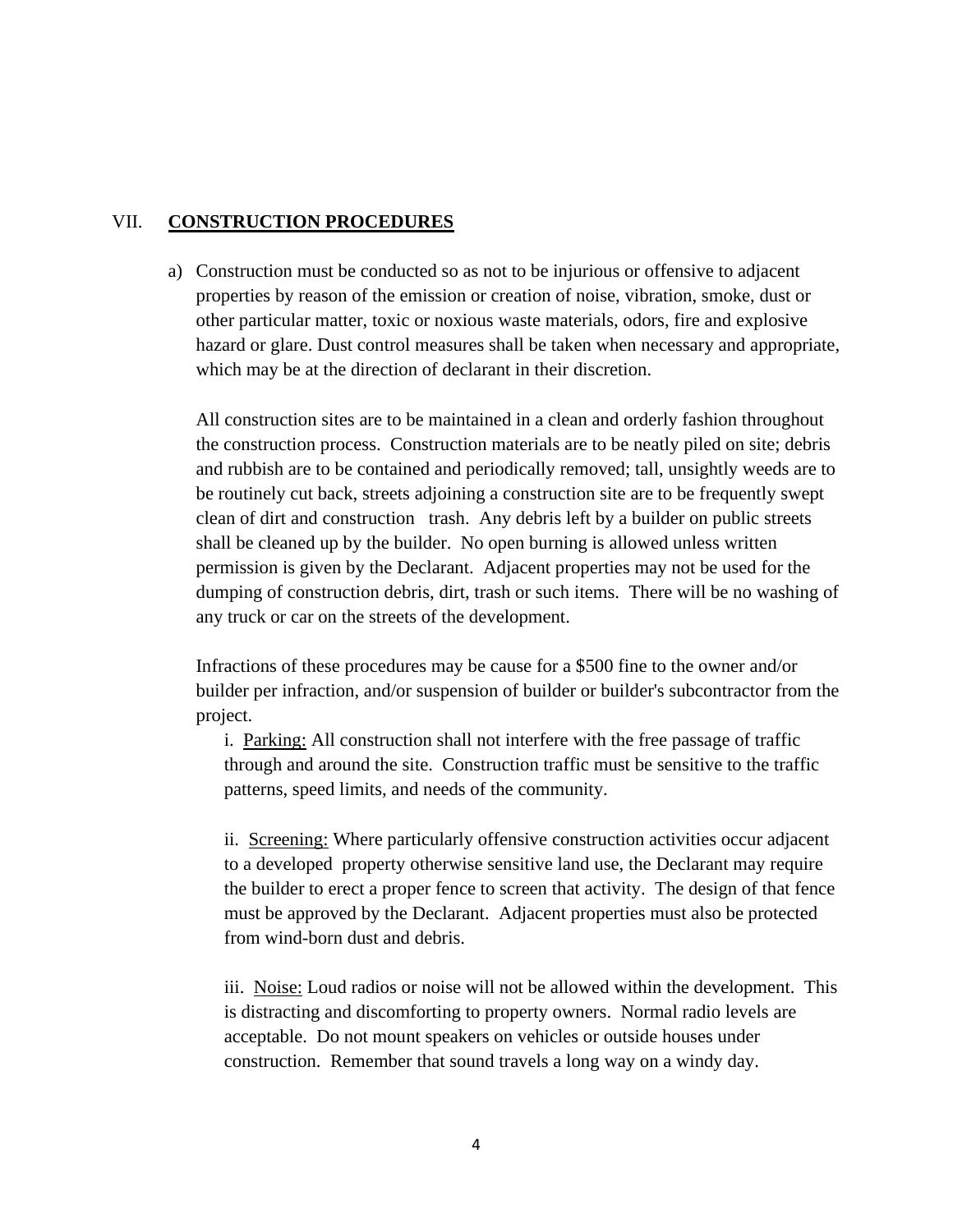## VII. **CONSTRUCTION PROCEDURES**

a) Construction must be conducted so as not to be injurious or offensive to adjacent properties by reason of the emission or creation of noise, vibration, smoke, dust or other particular matter, toxic or noxious waste materials, odors, fire and explosive hazard or glare. Dust control measures shall be taken when necessary and appropriate, which may be at the direction of declarant in their discretion.

All construction sites are to be maintained in a clean and orderly fashion throughout the construction process. Construction materials are to be neatly piled on site; debris and rubbish are to be contained and periodically removed; tall, unsightly weeds are to be routinely cut back, streets adjoining a construction site are to be frequently swept clean of dirt and construction trash. Any debris left by a builder on public streets shall be cleaned up by the builder. No open burning is allowed unless written permission is given by the Declarant. Adjacent properties may not be used for the dumping of construction debris, dirt, trash or such items. There will be no washing of any truck or car on the streets of the development.

Infractions of these procedures may be cause for a $500 fine to the owner and/or builder per infraction, and/or suspension of builder or builder's subcontractor from the project.

i. Parking: All construction shall not interfere with the free passage of traffic through and around the site. Construction traffic must be sensitive to the traffic patterns, speed limits, and needs of the community.

ii. Screening: Where particularly offensive construction activities occur adjacent to a developed property otherwise sensitive land use, the Declarant may require the builder to erect a proper fence to screen that activity. The design of that fence must be approved by the Declarant. Adjacent properties must also be protected from wind-born dust and debris.

iii. Noise: Loud radios or noise will not be allowed within the development. This is distracting and discomforting to property owners. Normal radio levels are acceptable. Do not mount speakers on vehicles or outside houses under construction. Remember that sound travels a long way on a windy day.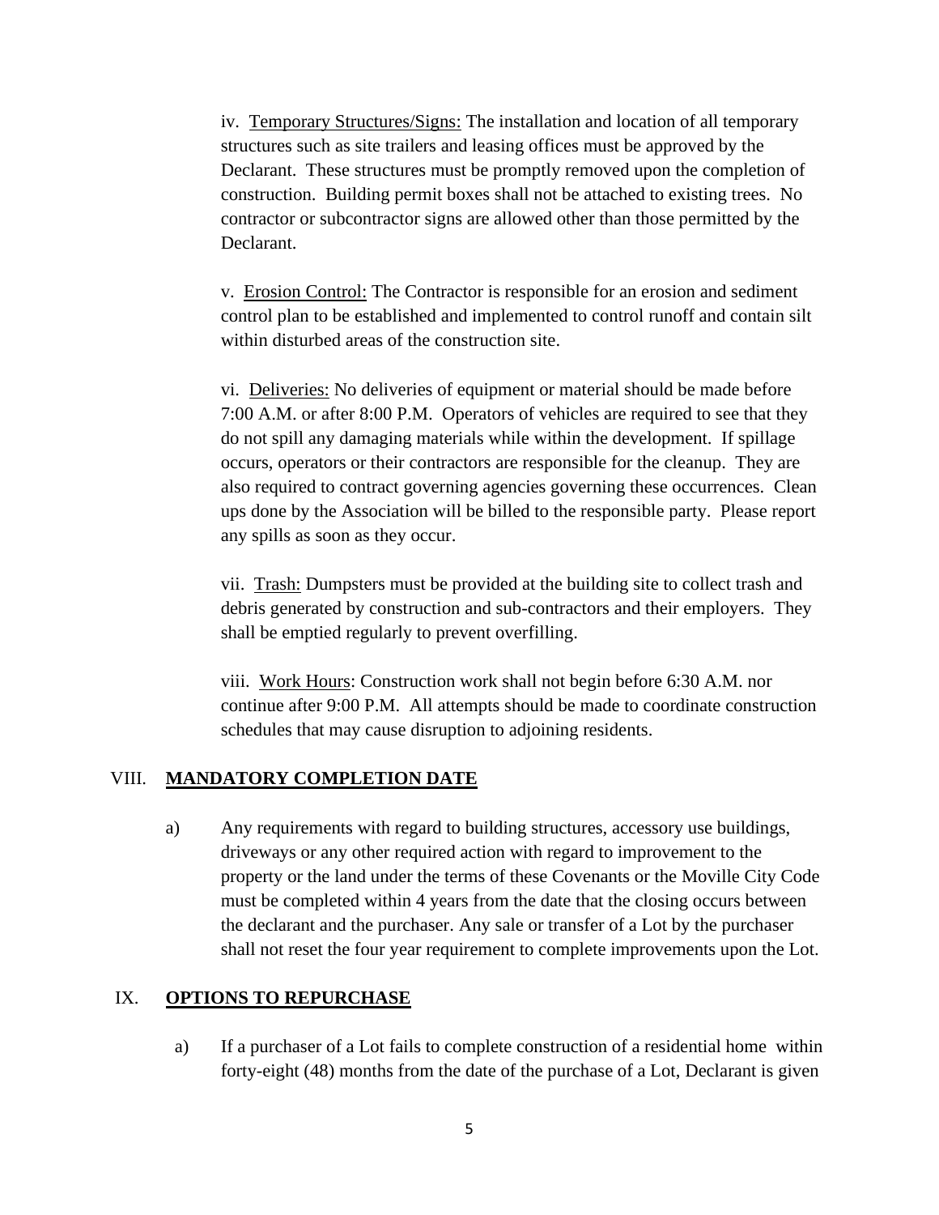iv. <u>Temporary Structures/Signs:</u> The installation and location of all temporary structures such as site trailers and leasing offices must be approved by the Declarant. These structures must be promptly removed upon the completion of construction. Building permit boxes shall not be attached to existing trees. No contractor or subcontractor signs are allowed other than those permitted by the Declarant.

v. <u>Erosion Control:</u> The Contractor is responsible for an erosion and sediment control plan to be established and implemented to control runoff and contain silt within disturbed areas of the construction site.

vi. <u>Deliveries:</u> No deliveries of equipment or material should be made before 7:00 A.M. or after 8:00 P.M. Operators of vehicles are required to see that they do not spill any damaging materials while within the development. If spillage occurs, operators or their contractors are responsible for the cleanup. They are also required to contract governing agencies governing these occurrences. Clean ups done by the Association will be billed to the responsible party. Please report any spills as soon as they occur.

vii. <u>Trash:</u> Dumpsters must be provided at the building site to collect trash and debris generated by construction and sub-contractors and their employers. They shall be emptied regularly to prevent overfilling.

viii. <u>Work Hours</u>: Construction work shall not begin before 6:30 A.M. nor continue after 9:00 P.M. All attempts should be made to coordinate construction schedules that may cause disruption to adjoining residents.

## VIII. **<u>MANDATORY COMPLETION DATE</u>**

a) Any requirements with regard to building structures, accessory use buildings, driveways or any other required action with regard to improvement to the property or the land under the terms of these Covenants or the Moville City Code must be completed within 4 years from the date that the closing occurs between the declarant and the purchaser. Any sale or transfer of a Lot by the purchaser shall not reset the four year requirement to complete improvements upon the Lot.

## IX. **<u>OPTIONS TO REPURCHASE</u>**

a) If a purchaser of a Lot fails to complete construction of a residential home within forty-eight (48) months from the date of the purchase of a Lot, Declarant is given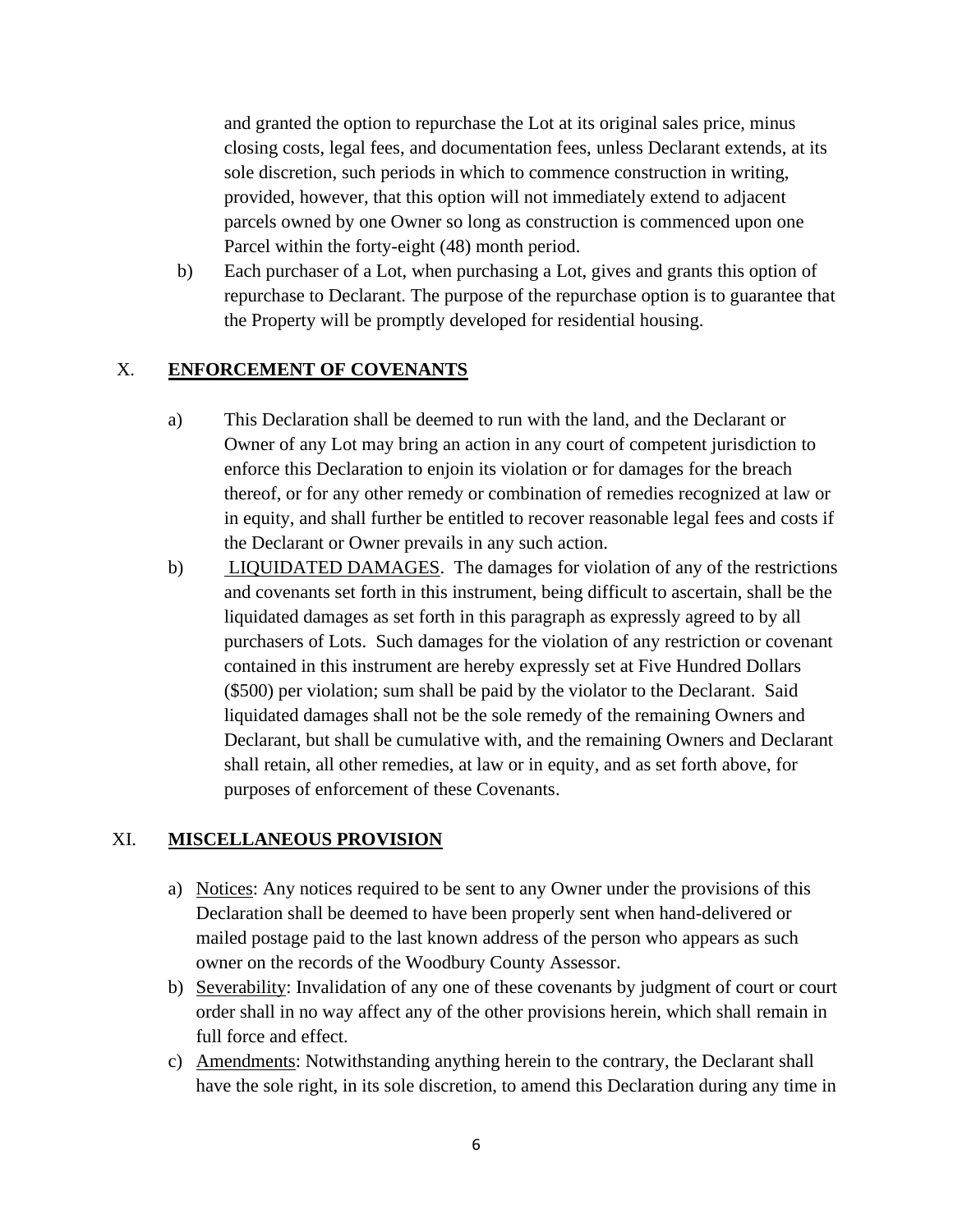and granted the option to repurchase the Lot at its original sales price, minus closing costs, legal fees, and documentation fees, unless Declarant extends, at its sole discretion, such periods in which to commence construction in writing, provided, however, that this option will not immediately extend to adjacent parcels owned by one Owner so long as construction is commenced upon one Parcel within the forty-eight (48) month period.

b) Each purchaser of a Lot, when purchasing a Lot, gives and grants this option of repurchase to Declarant. The purpose of the repurchase option is to guarantee that the Property will be promptly developed for residential housing.

## X. **ENFORCEMENT OF COVENANTS**

a) This Declaration shall be deemed to run with the land, and the Declarant or Owner of any Lot may bring an action in any court of competent jurisdiction to enforce this Declaration to enjoin its violation or for damages for the breach thereof, or for any other remedy or combination of remedies recognized at law or in equity, and shall further be entitled to recover reasonable legal fees and costs if the Declarant or Owner prevails in any such action.

b) LIQUIDATED DAMAGES. The damages for violation of any of the restrictions and covenants set forth in this instrument, being difficult to ascertain, shall be the liquidated damages as set forth in this paragraph as expressly agreed to by all purchasers of Lots. Such damages for the violation of any restriction or covenant contained in this instrument are hereby expressly set at Five Hundred Dollars ($500) per violation; sum shall be paid by the violator to the Declarant. Said liquidated damages shall not be the sole remedy of the remaining Owners and Declarant, but shall be cumulative with, and the remaining Owners and Declarant shall retain, all other remedies, at law or in equity, and as set forth above, for purposes of enforcement of these Covenants.

## XI. **MISCELLANEOUS PROVISION**

a) Notices: Any notices required to be sent to any Owner under the provisions of this Declaration shall be deemed to have been properly sent when hand-delivered or mailed postage paid to the last known address of the person who appears as such owner on the records of the Woodbury County Assessor.

b) Severability: Invalidation of any one of these covenants by judgment of court or court order shall in no way affect any of the other provisions herein, which shall remain in full force and effect.

c) Amendments: Notwithstanding anything herein to the contrary, the Declarant shall have the sole right, in its sole discretion, to amend this Declaration during any time in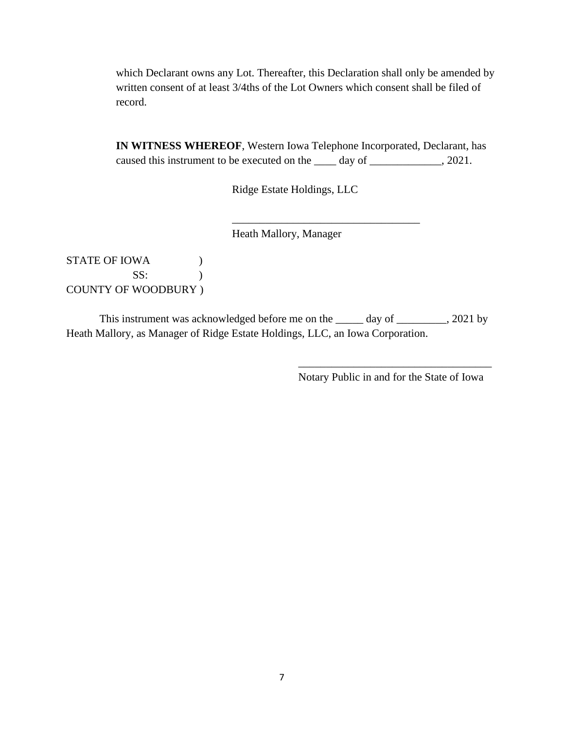which Declarant owns any Lot. Thereafter, this Declaration shall only be amended by written consent of at least 3/4ths of the Lot Owners which consent shall be filed of record.

**IN WITNESS WHEREOF**, Western Iowa Telephone Incorporated, Declarant, has caused this instrument to be executed on the ____ day of _____________, 2021.

Ridge Estate Holdings, LLC

__________________________________
Heath Mallory, Manager

STATE OF IOWA )
SS: )
COUNTY OF WOODBURY )

This instrument was acknowledged before me on the _____ day of _________, 2021 by Heath Mallory, as Manager of Ridge Estate Holdings, LLC, an Iowa Corporation.

__________________________________
Notary Public in and for the State of Iowa